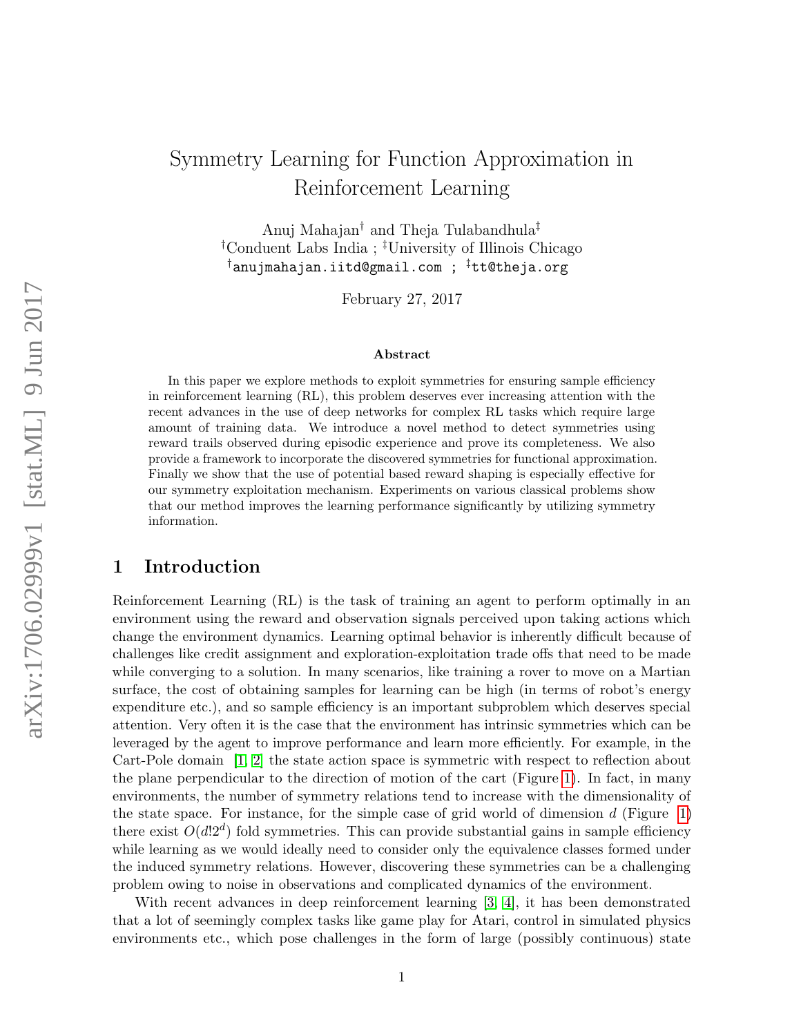# Symmetry Learning for Function Approximation in Reinforcement Learning

Anuj Mahajan[†] and Theja Tulabandhula[‡]
[†]Conduent Labs India ; [‡]University of Illinois Chicago
[†]anujmahajan.iitd@gmail.com ; [‡]tt@theja.org

February 27, 2017

### Abstract

In this paper we explore methods to exploit symmetries for ensuring sample efficiency in reinforcement learning (RL), this problem deserves ever increasing attention with the recent advances in the use of deep networks for complex RL tasks which require large amount of training data. We introduce a novel method to detect symmetries using reward trails observed during episodic experience and prove its completeness. We also provide a framework to incorporate the discovered symmetries for functional approximation. Finally we show that the use of potential based reward shaping is especially effective for our symmetry exploitation mechanism. Experiments on various classical problems show that our method improves the learning performance significantly by utilizing symmetry information.

## 1 Introduction

Reinforcement Learning (RL) is the task of training an agent to perform optimally in an environment using the reward and observation signals perceived upon taking actions which change the environment dynamics. Learning optimal behavior is inherently difficult because of challenges like credit assignment and exploration-exploitation trade offs that need to be made while converging to a solution. In many scenarios, like training a rover to move on a Martian surface, the cost of obtaining samples for learning can be high (in terms of robot's energy expenditure etc.), and so sample efficiency is an important subproblem which deserves special attention. Very often it is the case that the environment has intrinsic symmetries which can be leveraged by the agent to improve performance and learn more efficiently. For example, in the Cart-Pole domain [1, 2] the state action space is symmetric with respect to reflection about the plane perpendicular to the direction of motion of the cart (Figure 1). In fact, in many environments, the number of symmetry relations tend to increase with the dimensionality of the state space. For instance, for the simple case of grid world of dimension $d$ (Figure 1) there exist $O(d!2^d)$ fold symmetries. This can provide substantial gains in sample efficiency while learning as we would ideally need to consider only the equivalence classes formed under the induced symmetry relations. However, discovering these symmetries can be a challenging problem owing to noise in observations and complicated dynamics of the environment.

With recent advances in deep reinforcement learning [3, 4], it has been demonstrated that a lot of seemingly complex tasks like game play for Atari, control in simulated physics environments etc., which pose challenges in the form of large (possibly continuous) state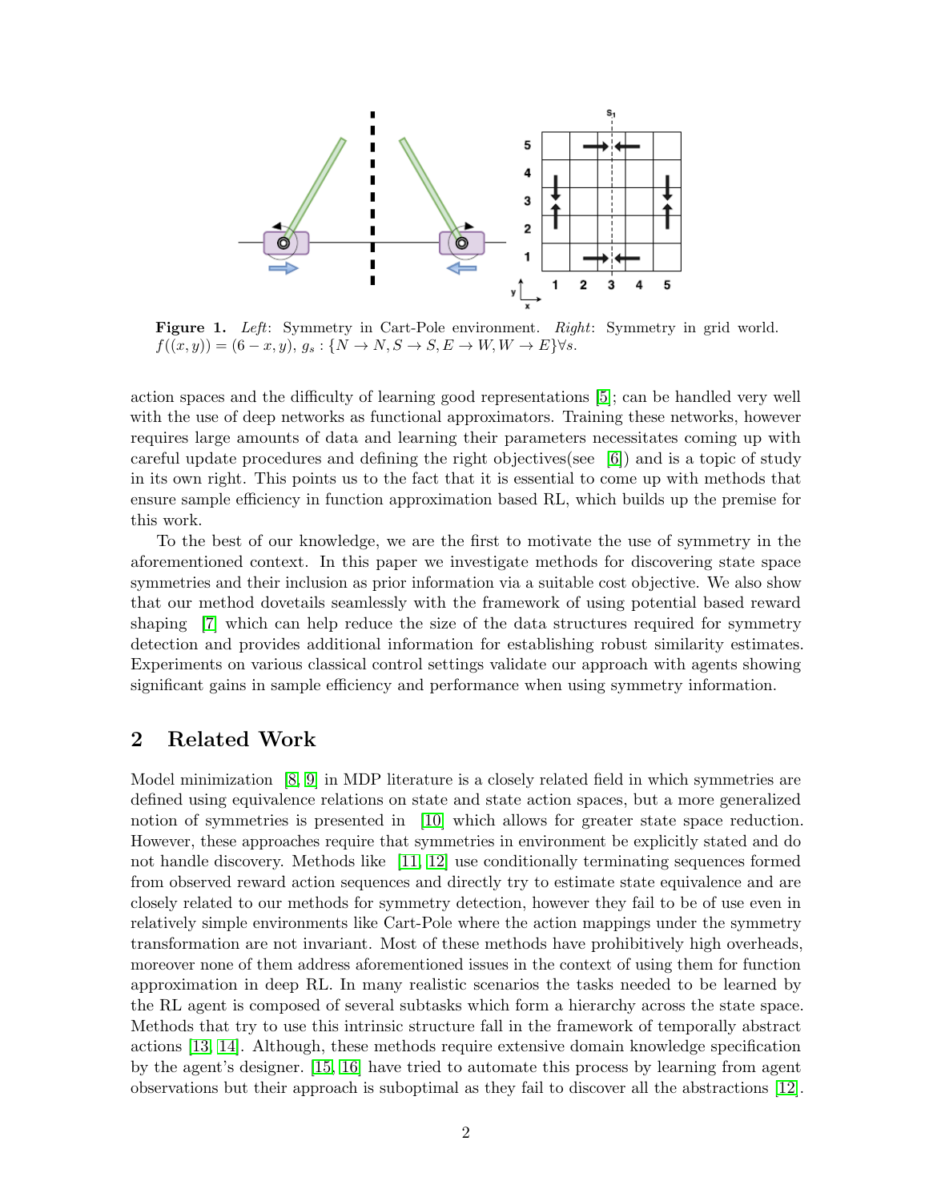**Figure 1.** *Left*: Symmetry in Cart-Pole environment. *Right*: Symmetry in grid world. $f((x, y)) = (6 - x, y)$, $g_s : \{N \to N, S \to S, E \to W, W \to E\} \forall s$.

action spaces and the difficulty of learning good representations [5]; can be handled very well with the use of deep networks as functional approximators. Training these networks, however requires large amounts of data and learning their parameters necessitates coming up with careful update procedures and defining the right objectives(see [6]) and is a topic of study in its own right. This points us to the fact that it is essential to come up with methods that ensure sample efficiency in function approximation based RL, which builds up the premise for this work.

To the best of our knowledge, we are the first to motivate the use of symmetry in the aforementioned context. In this paper we investigate methods for discovering state space symmetries and their inclusion as prior information via a suitable cost objective. We also show that our method dovetails seamlessly with the framework of using potential based reward shaping [7] which can help reduce the size of the data structures required for symmetry detection and provides additional information for establishing robust similarity estimates. Experiments on various classical control settings validate our approach with agents showing significant gains in sample efficiency and performance when using symmetry information.

## 2 Related Work

Model minimization [8, 9] in MDP literature is a closely related field in which symmetries are defined using equivalence relations on state and state action spaces, but a more generalized notion of symmetries is presented in [10] which allows for greater state space reduction. However, these approaches require that symmetries in environment be explicitly stated and do not handle discovery. Methods like [11, 12] use conditionally terminating sequences formed from observed reward action sequences and directly try to estimate state equivalence and are closely related to our methods for symmetry detection, however they fail to be of use even in relatively simple environments like Cart-Pole where the action mappings under the symmetry transformation are not invariant. Most of these methods have prohibitively high overheads, moreover none of them address aforementioned issues in the context of using them for function approximation in deep RL. In many realistic scenarios the tasks needed to be learned by the RL agent is composed of several subtasks which form a hierarchy across the state space. Methods that try to use this intrinsic structure fall in the framework of temporally abstract actions [13, 14]. Although, these methods require extensive domain knowledge specification by the agent's designer. [15, 16] have tried to automate this process by learning from agent observations but their approach is suboptimal as they fail to discover all the abstractions [12].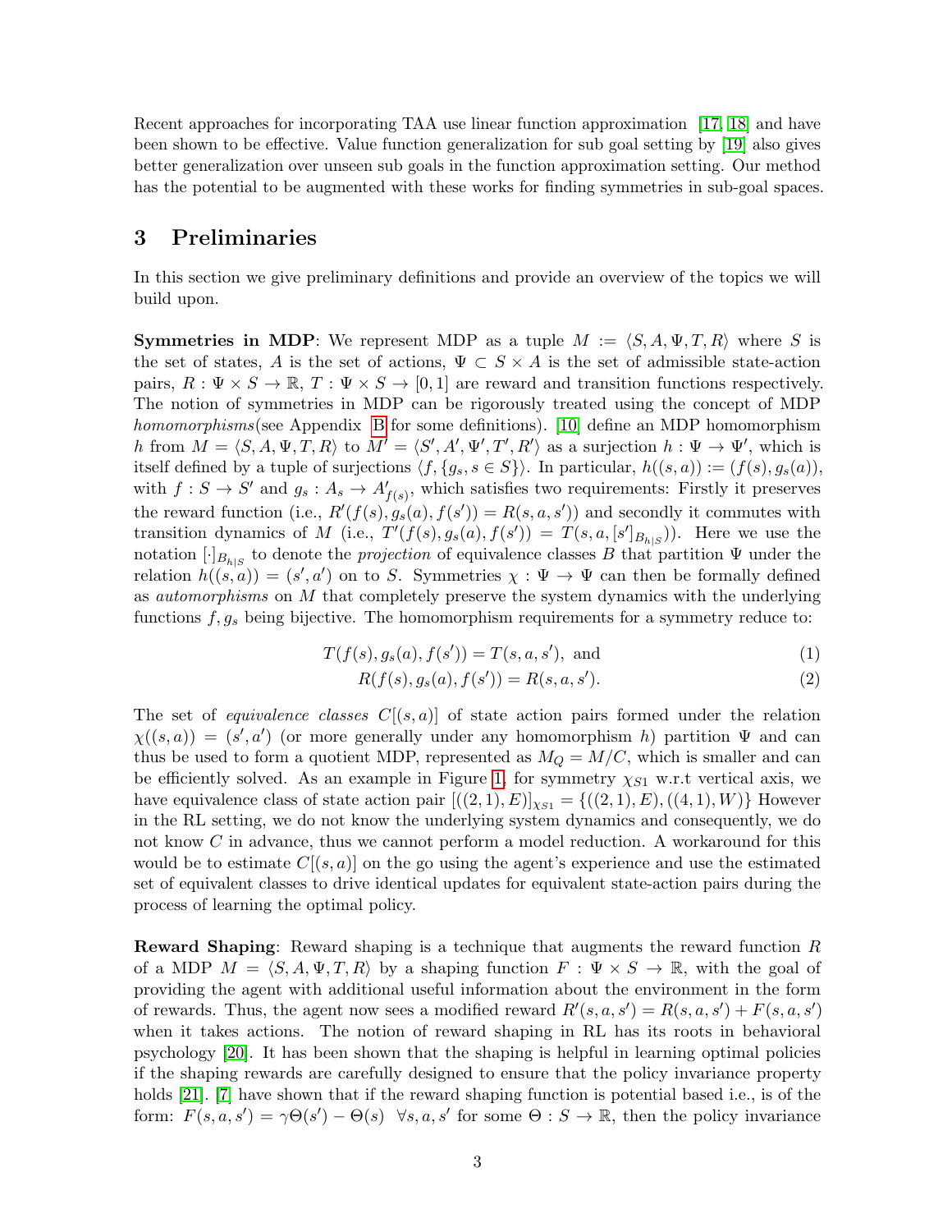Recent approaches for incorporating TAA use linear function approximation [17, 18] and have been shown to be effective. Value function generalization for sub goal setting by [19] also gives better generalization over unseen sub goals in the function approximation setting. Our method has the potential to be augmented with these works for finding symmetries in sub-goal spaces.

## 3 Preliminaries

In this section we give preliminary definitions and provide an overview of the topics we will build upon.

**Symmetries in MDP**: We represent MDP as a tuple $M := \langle S, A, \Psi, T, R \rangle$ where $S$ is the set of states, $A$ is the set of actions, $\Psi \subset S \times A$ is the set of admissible state-action pairs, $R : \Psi \times S \to \mathbb{R}$, $T : \Psi \times S \to [0, 1]$ are reward and transition functions respectively. The notion of symmetries in MDP can be rigorously treated using the concept of MDP *homomorphisms*(see Appendix B for some definitions). [10] define an MDP homomorphism $h$ from $M = \langle S, A, \Psi, T, R \rangle$ to $M' = \langle S', A', \Psi', T', R' \rangle$ as a surjection $h : \Psi \to \Psi'$, which is itself defined by a tuple of surjections $\langle f, \{g_s, s \in S\} \rangle$. In particular, $h((s, a)) := (f(s), g_s(a))$, with $f : S \to S'$ and $g_s : A_s \to A'_{f(s)}$, which satisfies two requirements: Firstly it preserves the reward function (i.e., $R'(f(s), g_s(a), f(s')) = R(s, a, s')$) and secondly it commutes with transition dynamics of $M$ (i.e., $T'(f(s), g_s(a), f(s')) = T(s, a, [s']_{B_{h|S}})$). Here we use the notation $[\cdot]_{B_{h|S}}$ to denote the *projection* of equivalence classes $B$ that partition $\Psi$ under the relation $h((s, a)) = (s', a')$ on to $S$. Symmetries $\chi : \Psi \to \Psi$ can then be formally defined as *automorphisms* on $M$ that completely preserve the system dynamics with the underlying functions $f, g_s$ being bijective. The homomorphism requirements for a symmetry reduce to:

$$T(f(s), g_s(a), f(s')) = T(s, a, s'), \text{ and} \tag{1}$$

$$R(f(s), g_s(a), f(s')) = R(s, a, s'). \tag{2}$$

The set of *equivalence classes* $C[(s, a)]$ of state action pairs formed under the relation $\chi((s, a)) = (s', a')$ (or more generally under any homomorphism $h$) partition $\Psi$ and can thus be used to form a quotient MDP, represented as $M_Q = M/C$, which is smaller and can be efficiently solved. As an example in Figure 1, for symmetry $\chi_{S1}$ w.r.t vertical axis, we have equivalence class of state action pair $[((2, 1), E)]_{\chi S1} = \{((2, 1), E), ((4, 1), W)\}$ However in the RL setting, we do not know the underlying system dynamics and consequently, we do not know $C$ in advance, thus we cannot perform a model reduction. A workaround for this would be to estimate $C[(s, a)]$ on the go using the agent's experience and use the estimated set of equivalent classes to drive identical updates for equivalent state-action pairs during the process of learning the optimal policy.

**Reward Shaping**: Reward shaping is a technique that augments the reward function $R$ of a MDP $M = \langle S, A, \Psi, T, R \rangle$ by a shaping function $F : \Psi \times S \to \mathbb{R}$, with the goal of providing the agent with additional useful information about the environment in the form of rewards. Thus, the agent now sees a modified reward $R'(s, a, s') = R(s, a, s') + F(s, a, s')$ when it takes actions. The notion of reward shaping in RL has its roots in behavioral psychology [20]. It has been shown that the shaping is helpful in learning optimal policies if the shaping rewards are carefully designed to ensure that the policy invariance property holds [21]. [7] have shown that if the reward shaping function is potential based i.e., is of the form: $F(s, a, s') = \gamma\Theta(s') - \Theta(s) \;\; \forall s, a, s'$ for some $\Theta : S \to \mathbb{R}$, then the policy invariance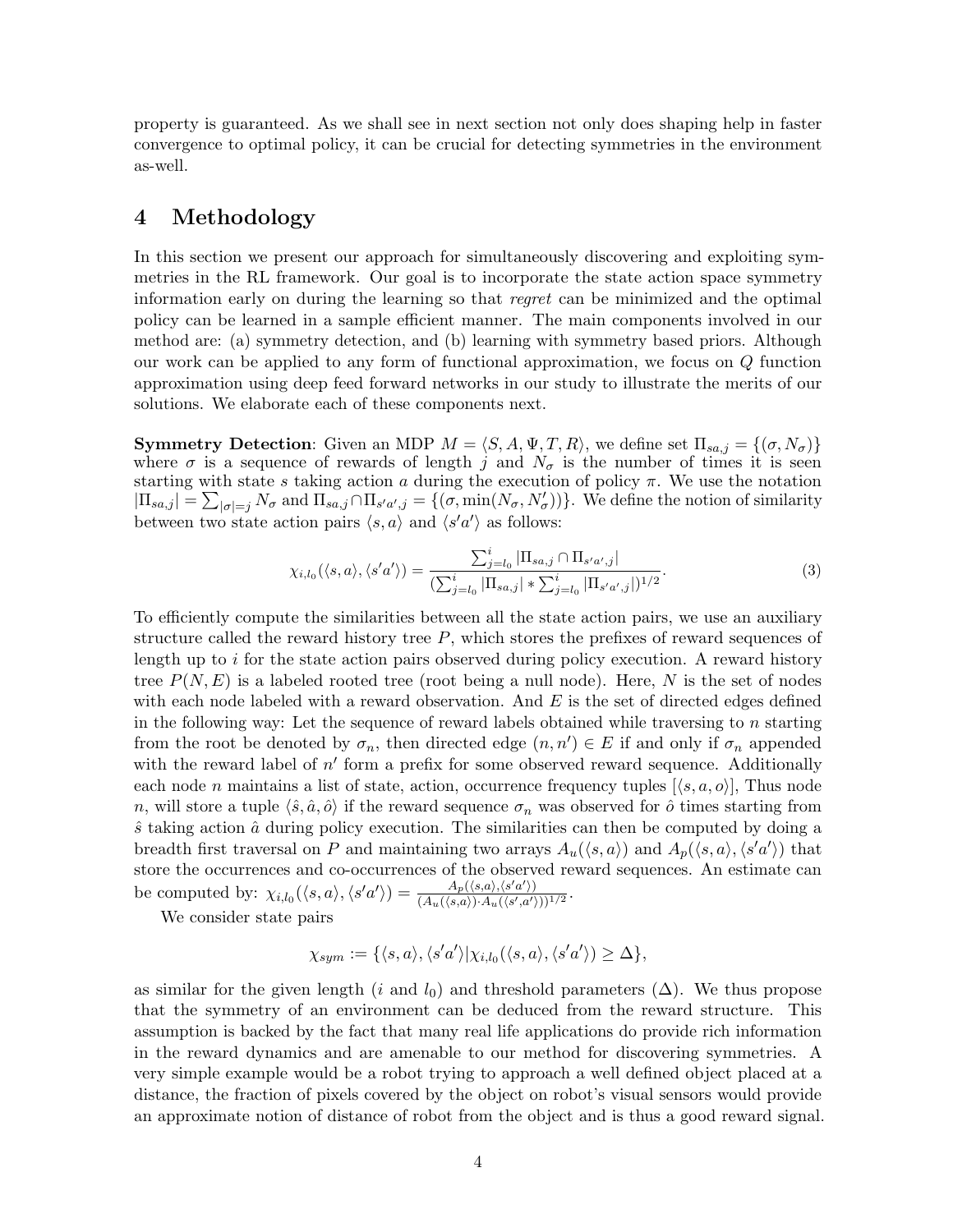property is guaranteed. As we shall see in next section not only does shaping help in faster convergence to optimal policy, it can be crucial for detecting symmetries in the environment as-well.

## 4 Methodology

In this section we present our approach for simultaneously discovering and exploiting symmetries in the RL framework. Our goal is to incorporate the state action space symmetry information early on during the learning so that *regret* can be minimized and the optimal policy can be learned in a sample efficient manner. The main components involved in our method are: (a) symmetry detection, and (b) learning with symmetry based priors. Although our work can be applied to any form of functional approximation, we focus on $Q$ function approximation using deep feed forward networks in our study to illustrate the merits of our solutions. We elaborate each of these components next.

**Symmetry Detection**: Given an MDP $M = \langle S, A, \Psi, T, R\rangle$, we define set $\Pi_{sa,j} = \{(\sigma, N_\sigma)\}$ where $\sigma$ is a sequence of rewards of length $j$ and $N_\sigma$ is the number of times it is seen starting with state $s$ taking action $a$ during the execution of policy $\pi$. We use the notation $|\Pi_{sa,j}| = \sum_{|\sigma|=j} N_\sigma$ and $\Pi_{sa,j} \cap \Pi_{s'a',j} = \{(\sigma, \min(N_\sigma, N'_\sigma))\}$. We define the notion of similarity between two state action pairs $\langle s, a\rangle$ and $\langle s'a'\rangle$ as follows:

$$\chi_{i,l_0}(\langle s,a\rangle, \langle s'a'\rangle) = \frac{\sum_{j=l_0}^{i} |\Pi_{sa,j} \cap \Pi_{s'a',j}|}{(\sum_{j=l_0}^{i} |\Pi_{sa,j}| * \sum_{j=l_0}^{i} |\Pi_{s'a',j}|)^{1/2}}. \tag{3}$$

To efficiently compute the similarities between all the state action pairs, we use an auxiliary structure called the reward history tree $P$, which stores the prefixes of reward sequences of length up to $i$ for the state action pairs observed during policy execution. A reward history tree $P(N, E)$ is a labeled rooted tree (root being a null node). Here, $N$ is the set of nodes with each node labeled with a reward observation. And $E$ is the set of directed edges defined in the following way: Let the sequence of reward labels obtained while traversing to $n$ starting from the root be denoted by $\sigma_n$, then directed edge $(n, n') \in E$ if and only if $\sigma_n$ appended with the reward label of $n'$ form a prefix for some observed reward sequence. Additionally each node $n$ maintains a list of state, action, occurrence frequency tuples $[\langle s, a, o\rangle]$, Thus node $n$, will store a tuple $\langle \hat{s}, \hat{a}, \hat{o}\rangle$ if the reward sequence $\sigma_n$ was observed for $\hat{o}$ times starting from $\hat{s}$ taking action $\hat{a}$ during policy execution. The similarities can then be computed by doing a breadth first traversal on $P$ and maintaining two arrays $A_u(\langle s, a\rangle)$ and $A_p(\langle s, a\rangle, \langle s'a'\rangle)$ that store the occurrences and co-occurrences of the observed reward sequences. An estimate can be computed by: $\chi_{i,l_0}(\langle s,a\rangle, \langle s'a'\rangle) = \frac{A_p(\langle s,a\rangle, \langle s'a'\rangle)}{(A_u(\langle s,a\rangle) \cdot A_u(\langle s',a'\rangle))^{1/2}}$.

We consider state pairs

$$\chi_{sym} := \{\langle s,a\rangle, \langle s'a'\rangle | \chi_{i,l_0}(\langle s,a\rangle, \langle s'a'\rangle) \geq \Delta\},$$

as similar for the given length ($i$ and $l_0$) and threshold parameters ($\Delta$). We thus propose that the symmetry of an environment can be deduced from the reward structure. This assumption is backed by the fact that many real life applications do provide rich information in the reward dynamics and are amenable to our method for discovering symmetries. A very simple example would be a robot trying to approach a well defined object placed at a distance, the fraction of pixels covered by the object on robot's visual sensors would provide an approximate notion of distance of robot from the object and is thus a good reward signal.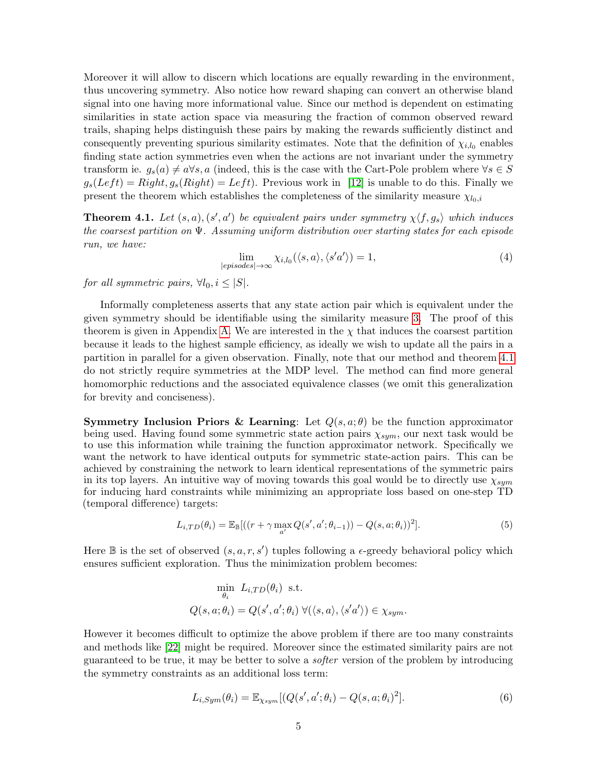Moreover it will allow to discern which locations are equally rewarding in the environment, thus uncovering symmetry. Also notice how reward shaping can convert an otherwise bland signal into one having more informational value. Since our method is dependent on estimating similarities in state action space via measuring the fraction of common observed reward trails, shaping helps distinguish these pairs by making the rewards sufficiently distinct and consequently preventing spurious similarity estimates. Note that the definition of $\chi_{i,l_0}$ enables finding state action symmetries even when the actions are not invariant under the symmetry transform ie. $g_s(a) \neq a \forall s, a$ (indeed, this is the case with the Cart-Pole problem where $\forall s \in S$ $g_s(Left) = Right, g_s(Right) = Left$). Previous work in [12] is unable to do this. Finally we present the theorem which establishes the completeness of the similarity measure $\chi_{l_0,i}$

**Theorem 4.1.** *Let $(s,a), (s',a')$ be equivalent pairs under symmetry $\chi\langle f, g_s\rangle$ which induces the coarsest partition on $\Psi$. Assuming uniform distribution over starting states for each episode run, we have:*

$$\lim_{|episodes| \to \infty} \chi_{i,l_0}(\langle s,a\rangle, \langle s'a'\rangle) = 1, \tag{4}$$

*for all symmetric pairs, $\forall l_0, i \leq |S|$.*

Informally completeness asserts that any state action pair which is equivalent under the given symmetry should be identifiable using the similarity measure 3. The proof of this theorem is given in Appendix A. We are interested in the $\chi$ that induces the coarsest partition because it leads to the highest sample efficiency, as ideally we wish to update all the pairs in a partition in parallel for a given observation. Finally, note that our method and theorem 4.1 do not strictly require symmetries at the MDP level. The method can find more general homomorphic reductions and the associated equivalence classes (we omit this generalization for brevity and conciseness).

**Symmetry Inclusion Priors & Learning**: Let $Q(s, a; \theta)$ be the function approximator being used. Having found some symmetric state action pairs $\chi_{sym}$, our next task would be to use this information while training the function approximator network. Specifically we want the network to have identical outputs for symmetric state-action pairs. This can be achieved by constraining the network to learn identical representations of the symmetric pairs in its top layers. An intuitive way of moving towards this goal would be to directly use $\chi_{sym}$ for inducing hard constraints while minimizing an appropriate loss based on one-step TD (temporal difference) targets:

$$L_{i,TD}(\theta_i) = \mathbb{E}_{\mathbb{B}}[((r + \gamma \max_{a'} Q(s', a'; \theta_{i-1})) - Q(s, a; \theta_i))^2]. \tag{5}$$

Here $\mathbb{B}$ is the set of observed $(s, a, r, s')$ tuples following a $\epsilon$-greedy behavioral policy which ensures sufficient exploration. Thus the minimization problem becomes:

$$\min_{\theta_i} \; L_{i,TD}(\theta_i) \;\text{ s.t.}$$
$$Q(s, a; \theta_i) = Q(s', a'; \theta_i) \; \forall (\langle s,a\rangle, \langle s'a'\rangle) \in \chi_{sym}.$$

However it becomes difficult to optimize the above problem if there are too many constraints and methods like [22] might be required. Moreover since the estimated similarity pairs are not guaranteed to be true, it may be better to solve a *softer* version of the problem by introducing the symmetry constraints as an additional loss term:

$$L_{i,Sym}(\theta_i) = \mathbb{E}_{\chi_{sym}}[(Q(s', a'; \theta_i) - Q(s, a; \theta_i)^2]. \tag{6}$$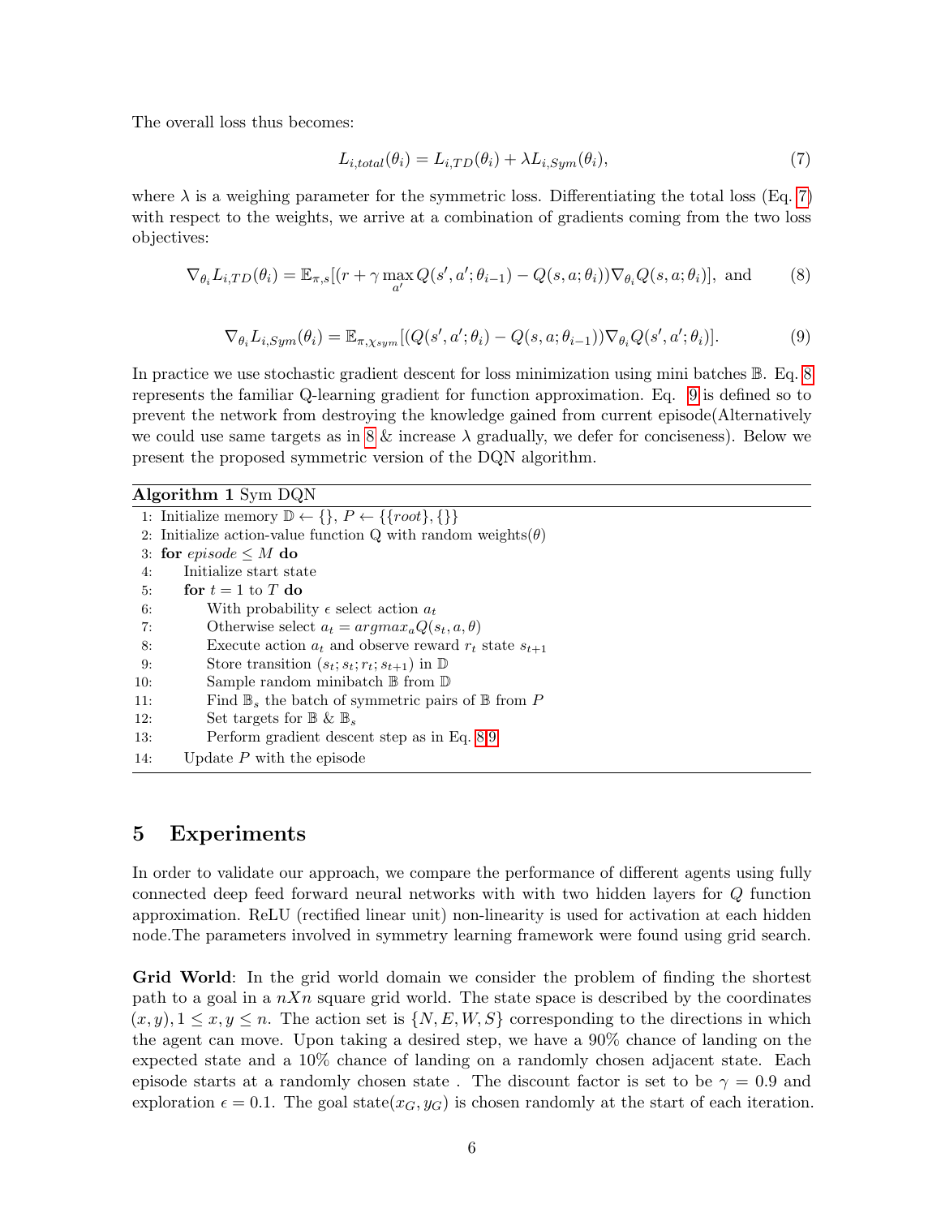The overall loss thus becomes:

$$L_{i,total}(\theta_i) = L_{i,TD}(\theta_i) + \lambda L_{i,Sym}(\theta_i), \tag{7}$$

where $\lambda$ is a weighing parameter for the symmetric loss. Differentiating the total loss (Eq. 7) with respect to the weights, we arrive at a combination of gradients coming from the two loss objectives:

$$\nabla_{\theta_i} L_{i,TD}(\theta_i) = \mathbb{E}_{\pi,s}[(r + \gamma \max_{a'} Q(s', a'; \theta_{i-1}) - Q(s, a; \theta_i))\nabla_{\theta_i} Q(s, a; \theta_i)], \text{ and} \tag{8}$$

$$\nabla_{\theta_i} L_{i,Sym}(\theta_i) = \mathbb{E}_{\pi,\chi_{sym}}[(Q(s', a'; \theta_i) - Q(s, a; \theta_{i-1}))\nabla_{\theta_i} Q(s', a'; \theta_i)]. \tag{9}$$

In practice we use stochastic gradient descent for loss minimization using mini batches $\mathbb{B}$. Eq. 8 represents the familiar Q-learning gradient for function approximation. Eq. 9 is defined so to prevent the network from destroying the knowledge gained from current episode(Alternatively we could use same targets as in 8 & increase $\lambda$ gradually, we defer for conciseness). Below we present the proposed symmetric version of the DQN algorithm.

**Algorithm 1** Sym DQN

```
1:  Initialize memory 𝔻 ← {}, P ← {{root}, {}}
2:  Initialize action-value function Q with random weights(θ)
3:  for episode ≤ M do
4:      Initialize start state
5:      for t = 1 to T do
6:          With probability ε select action a_t
7:          Otherwise select a_t = argmax_a Q(s_t, a, θ)
8:          Execute action a_t and observe reward r_t state s_{t+1}
9:          Store transition (s_t; s_t; r_t; s_{t+1}) in 𝔻
10:         Sample random minibatch 𝔹 from 𝔻
11:         Find 𝔹_s the batch of symmetric pairs of 𝔹 from P
12:         Set targets for 𝔹 & 𝔹_s
13:         Perform gradient descent step as in Eq. 8,9
14:     Update P with the episode
```

## 5 Experiments

In order to validate our approach, we compare the performance of different agents using fully connected deep feed forward neural networks with with two hidden layers for $Q$ function approximation. ReLU (rectified linear unit) non-linearity is used for activation at each hidden node.The parameters involved in symmetry learning framework were found using grid search.

**Grid World**: In the grid world domain we consider the problem of finding the shortest path to a goal in a $nXn$ square grid world. The state space is described by the coordinates $(x, y), 1 \leq x, y \leq n$. The action set is $\{N, E, W, S\}$ corresponding to the directions in which the agent can move. Upon taking a desired step, we have a 90% chance of landing on the expected state and a 10% chance of landing on a randomly chosen adjacent state. Each episode starts at a randomly chosen state . The discount factor is set to be $\gamma = 0.9$ and exploration $\epsilon = 0.1$. The goal state$(x_G, y_G)$ is chosen randomly at the start of each iteration.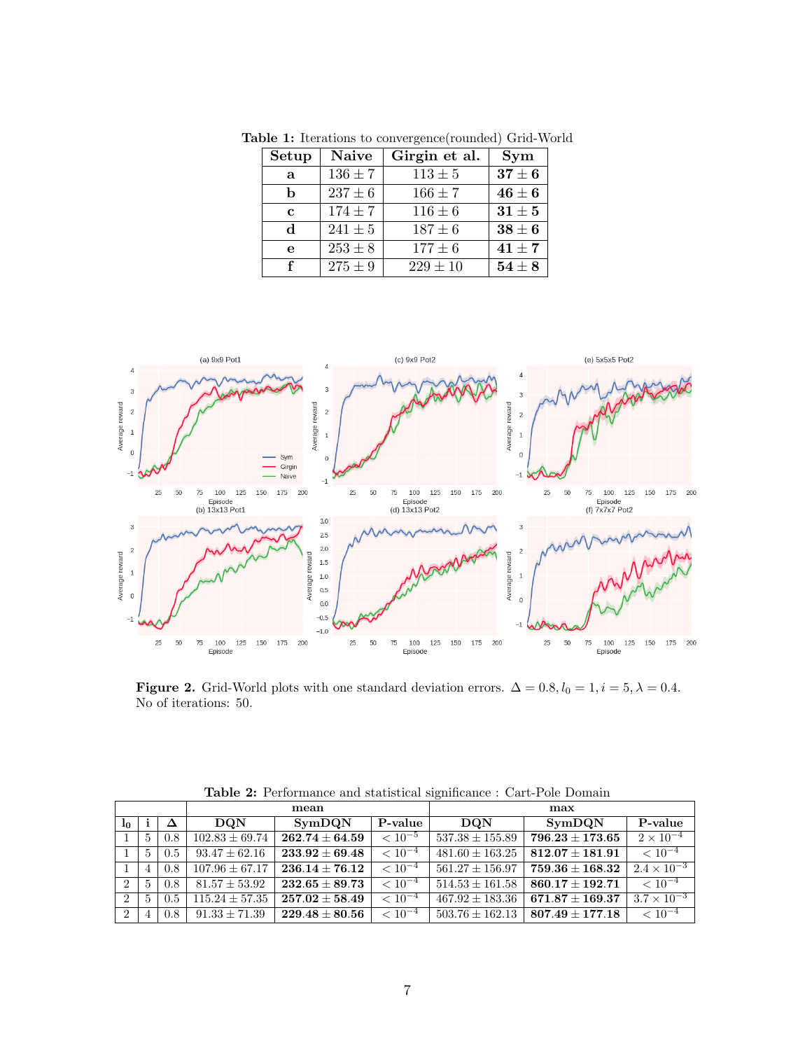**Table 1:** Iterations to convergence(rounded) Grid-World

| Setup | Naive | Girgin et al. | Sym |
|---|---|---|---|
| **a** | $136 \pm 7$ | $113 \pm 5$ | $\mathbf{37 \pm 6}$ |
| **b** | $237 \pm 6$ | $166 \pm 7$ | $\mathbf{46 \pm 6}$ |
| **c** | $174 \pm 7$ | $116 \pm 6$ | $\mathbf{31 \pm 5}$ |
| **d** | $241 \pm 5$ | $187 \pm 6$ | $\mathbf{38 \pm 6}$ |
| **e** | $253 \pm 8$ | $177 \pm 6$ | $\mathbf{41 \pm 7}$ |
| **f** | $275 \pm 9$ | $229 \pm 10$ | $\mathbf{54 \pm 8}$ |

**Figure 2.** Grid-World plots with one standard deviation errors. $\Delta = 0.8, l_0 = 1, i = 5, \lambda = 0.4$. No of iterations: 50.

**Table 2:** Performance and statistical significance : Cart-Pole Domain

| | | | mean | | | max | | |
|---|---|---|---|---|---|---|---|---|
| $\mathbf{l_0}$ | **i** | $\mathbf{\Delta}$ | **DQN** | **SymDQN** | **P-value** | **DQN** | **SymDQN** | **P-value** |
| 1 | 5 | 0.8 | $102.83 \pm 69.74$ | $\mathbf{262.74 \pm 64.59}$ | $< 10^{-5}$ | $537.38 \pm 155.89$ | $\mathbf{796.23 \pm 173.65}$ | $2 \times 10^{-4}$ |
| 1 | 5 | 0.5 | $93.47 \pm 62.16$ | $\mathbf{233.92 \pm 69.48}$ | $< 10^{-4}$ | $481.60 \pm 163.25$ | $\mathbf{812.07 \pm 181.91}$ | $< 10^{-4}$ |
| 1 | 4 | 0.8 | $107.96 \pm 67.17$ | $\mathbf{236.14 \pm 76.12}$ | $< 10^{-4}$ | $561.27 \pm 156.97$ | $\mathbf{759.36 \pm 168.32}$ | $2.4 \times 10^{-3}$ |
| 2 | 5 | 0.8 | $81.57 \pm 53.92$ | $\mathbf{232.65 \pm 89.73}$ | $< 10^{-4}$ | $514.53 \pm 161.58$ | $\mathbf{860.17 \pm 192.71}$ | $< 10^{-4}$ |
| 2 | 5 | 0.5 | $115.24 \pm 57.35$ | $\mathbf{257.02 \pm 58.49}$ | $< 10^{-4}$ | $467.92 \pm 183.36$ | $\mathbf{671.87 \pm 169.37}$ | $3.7 \times 10^{-3}$ |
| 2 | 4 | 0.8 | $91.33 \pm 71.39$ | $\mathbf{229.48 \pm 80.56}$ | $< 10^{-4}$ | $503.76 \pm 162.13$ | $\mathbf{807.49 \pm 177.18}$ | $< 10^{-4}$ |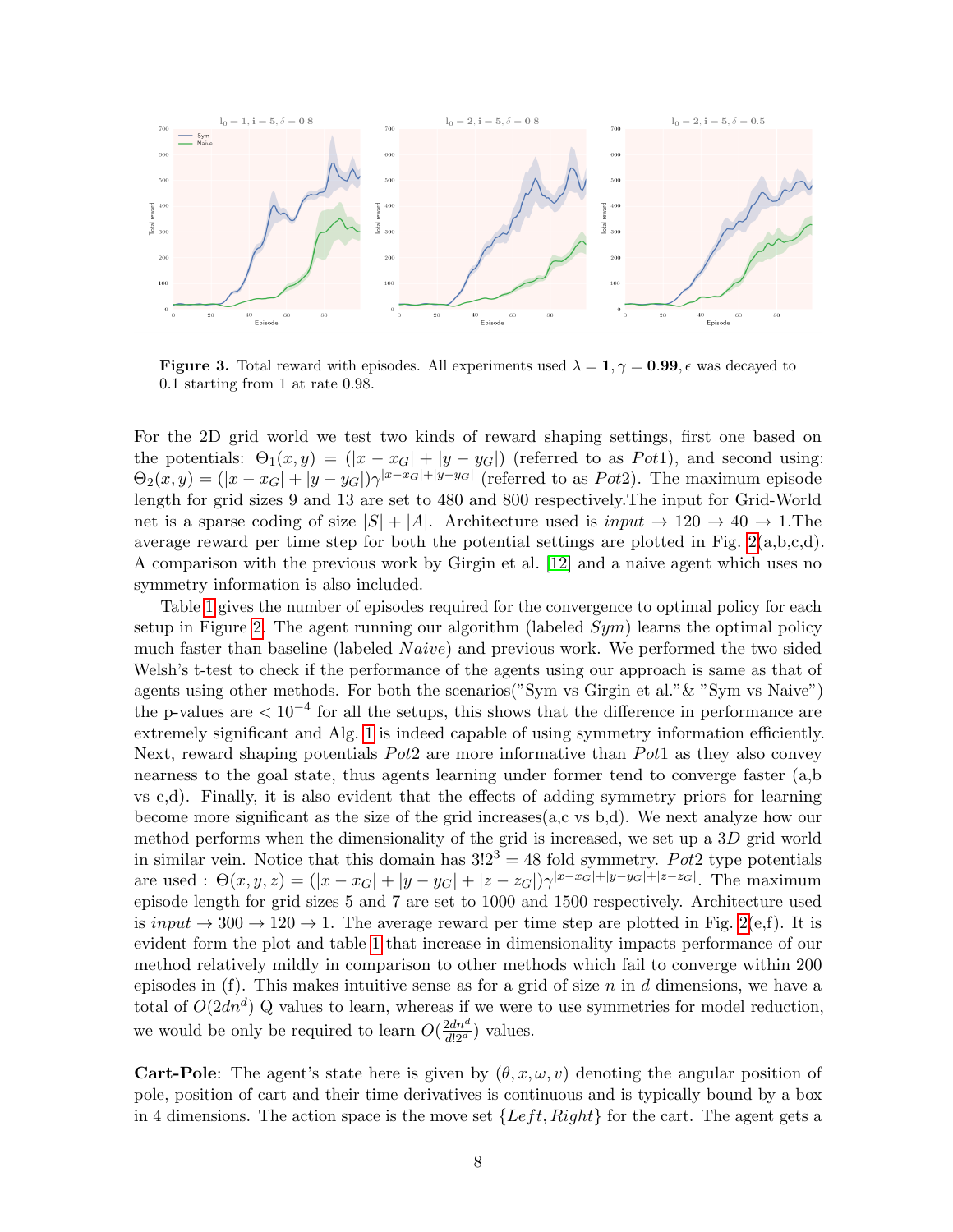**Figure 3.** Total reward with episodes. All experiments used $\lambda = \mathbf{1}, \gamma = \mathbf{0.99}, \epsilon$ was decayed to 0.1 starting from 1 at rate 0.98.

For the 2D grid world we test two kinds of reward shaping settings, first one based on the potentials: $\Theta_1(x,y) = (|x - x_G| + |y - y_G|)$ (referred to as $Pot1$), and second using: $\Theta_2(x,y) = (|x - x_G| + |y - y_G|)\gamma^{|x - x_G| + |y - y_G|}$ (referred to as $Pot2$). The maximum episode length for grid sizes 9 and 13 are set to 480 and 800 respectively.The input for Grid-World net is a sparse coding of size $|S| + |A|$. Architecture used is $input \rightarrow 120 \rightarrow 40 \rightarrow 1$.The average reward per time step for both the potential settings are plotted in Fig. 2(a,b,c,d). A comparison with the previous work by Girgin et al. [12] and a naive agent which uses no symmetry information is also included.

Table 1 gives the number of episodes required for the convergence to optimal policy for each setup in Figure 2. The agent running our algorithm (labeled $Sym$) learns the optimal policy much faster than baseline (labeled $Naive$) and previous work. We performed the two sided Welsh's t-test to check if the performance of the agents using our approach is same as that of agents using other methods. For both the scenarios("Sym vs Girgin et al."& "Sym vs Naive") the p-values are $< 10^{-4}$ for all the setups, this shows that the difference in performance are extremely significant and Alg. 1 is indeed capable of using symmetry information efficiently. Next, reward shaping potentials $Pot2$ are more informative than $Pot1$ as they also convey nearness to the goal state, thus agents learning under former tend to converge faster (a,b vs c,d). Finally, it is also evident that the effects of adding symmetry priors for learning become more significant as the size of the grid increases(a,c vs b,d). We next analyze how our method performs when the dimensionality of the grid is increased, we set up a $3D$ grid world in similar vein. Notice that this domain has $3!2^3 = 48$ fold symmetry. $Pot2$ type potentials are used : $\Theta(x,y,z) = (|x - x_G| + |y - y_G| + |z - z_G|)\gamma^{|x - x_G| + |y - y_G| + |z - z_G|}$. The maximum episode length for grid sizes 5 and 7 are set to 1000 and 1500 respectively. Architecture used is $input \rightarrow 300 \rightarrow 120 \rightarrow 1$. The average reward per time step are plotted in Fig. 2(e,f). It is evident form the plot and table 1 that increase in dimensionality impacts performance of our method relatively mildly in comparison to other methods which fail to converge within 200 episodes in (f). This makes intuitive sense as for a grid of size $n$ in $d$ dimensions, we have a total of $O(2dn^d)$ Q values to learn, whereas if we were to use symmetries for model reduction, we would be only be required to learn $O(\frac{2dn^d}{d!2^d})$ values.

**Cart-Pole**: The agent's state here is given by $(\theta, x, \omega, v)$ denoting the angular position of pole, position of cart and their time derivatives is continuous and is typically bound by a box in 4 dimensions. The action space is the move set $\{Left, Right\}$ for the cart. The agent gets a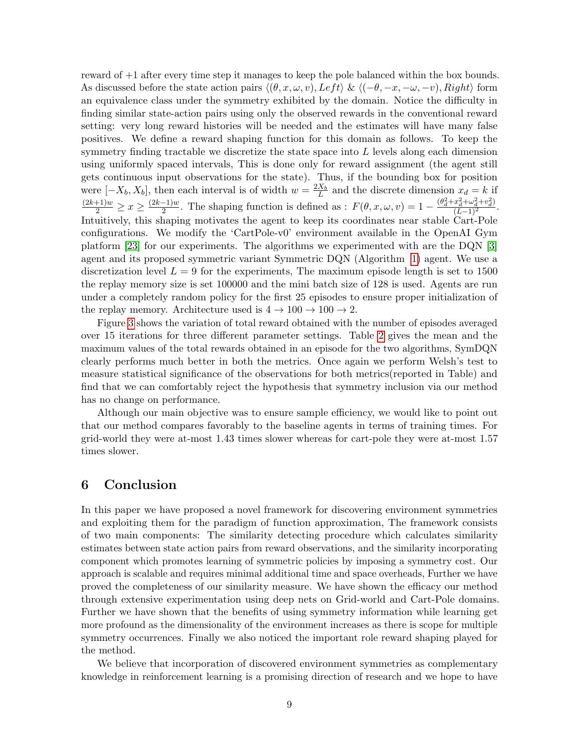reward of +1 after every time step it manages to keep the pole balanced within the box bounds. As discussed before the state action pairs $\langle(\theta, x, \omega, v), Left\rangle$ & $\langle(-\theta, -x, -\omega, -v), Right\rangle$ form an equivalence class under the symmetry exhibited by the domain. Notice the difficulty in finding similar state-action pairs using only the observed rewards in the conventional reward setting: very long reward histories will be needed and the estimates will have many false positives. We define a reward shaping function for this domain as follows. To keep the symmetry finding tractable we discretize the state space into $L$ levels along each dimension using uniformly spaced intervals, This is done only for reward assignment (the agent still gets continuous input observations for the state). Thus, if the bounding box for position were $[-X_b, X_b]$, then each interval is of width $w = \frac{2X_b}{L}$ and the discrete dimension $x_d = k$ if $\frac{(2k+1)w}{2} \geq x \geq \frac{(2k-1)w}{2}$. The shaping function is defined as : $F(\theta, x, \omega, v) = 1 - \frac{(\theta_d^2 + x_d^2 + \omega_d^2 + v_d^2)}{(L-1)^2}$. Intuitively, this shaping motivates the agent to keep its coordinates near stable Cart-Pole configurations. We modify the 'CartPole-v0' environment available in the OpenAI Gym platform [23] for our experiments. The algorithms we experimented with are the DQN [3] agent and its proposed symmetric variant Symmetric DQN (Algorithm 1) agent. We use a discretization level $L = 9$ for the experiments, The maximum episode length is set to 1500 the replay memory size is set 100000 and the mini batch size of 128 is used. Agents are run under a completely random policy for the first 25 episodes to ensure proper initialization of the replay memory. Architecture used is $4 \to 100 \to 100 \to 2$.

Figure 3 shows the variation of total reward obtained with the number of episodes averaged over 15 iterations for three different parameter settings. Table 2 gives the mean and the maximum values of the total rewards obtained in an episode for the two algorithms, SymDQN clearly performs much better in both the metrics. Once again we perform Welsh's test to measure statistical significance of the observations for both metrics(reported in Table) and find that we can comfortably reject the hypothesis that symmetry inclusion via our method has no change on performance.

Although our main objective was to ensure sample efficiency, we would like to point out that our method compares favorably to the baseline agents in terms of training times. For grid-world they were at-most 1.43 times slower whereas for cart-pole they were at-most 1.57 times slower.

## 6 Conclusion

In this paper we have proposed a novel framework for discovering environment symmetries and exploiting them for the paradigm of function approximation, The framework consists of two main components: The similarity detecting procedure which calculates similarity estimates between state action pairs from reward observations, and the similarity incorporating component which promotes learning of symmetric policies by imposing a symmetry cost. Our approach is scalable and requires minimal additional time and space overheads, Further we have proved the completeness of our similarity measure. We have shown the efficacy our method through extensive experimentation using deep nets on Grid-world and Cart-Pole domains. Further we have shown that the benefits of using symmetry information while learning get more profound as the dimensionality of the environment increases as there is scope for multiple symmetry occurrences. Finally we also noticed the important role reward shaping played for the method.

We believe that incorporation of discovered environment symmetries as complementary knowledge in reinforcement learning is a promising direction of research and we hope to have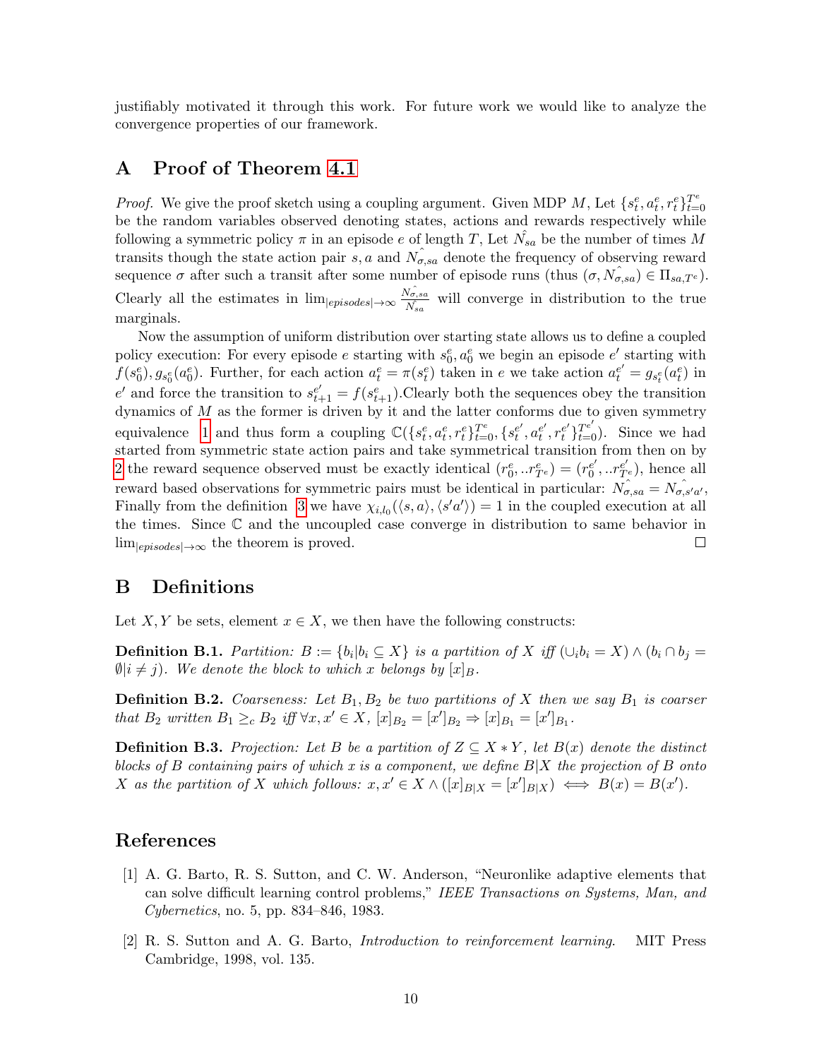justifiably motivated it through this work. For future work we would like to analyze the convergence properties of our framework.

## A Proof of Theorem 4.1

*Proof.* We give the proof sketch using a coupling argument. Given MDP $M$, Let $\{s_t^e, a_t^e, r_t^e\}_{t=0}^{T^e}$ be the random variables observed denoting states, actions and rewards respectively while following a symmetric policy $\pi$ in an episode $e$ of length $T$, Let $\hat{N_{sa}}$ be the number of times $M$ transits though the state action pair $s, a$ and $\hat{N_{\sigma,sa}}$ denote the frequency of observing reward sequence $\sigma$ after such a transit after some number of episode runs (thus $(\sigma, \hat{N_{\sigma,sa}}) \in \Pi_{sa,T^e}$). Clearly all the estimates in $\lim_{|episodes| \to \infty} \frac{\hat{N_{\sigma,sa}}}{\hat{N_{sa}}}$ will converge in distribution to the true marginals.

Now the assumption of uniform distribution over starting state allows us to define a coupled policy execution: For every episode $e$ starting with $s_0^e, a_0^e$ we begin an episode $e'$ starting with $f(s_0^e), g_{s_0^e}(a_0^e)$. Further, for each action $a_t^e = \pi(s_t^e)$ taken in $e$ we take action $a_t^{e'} = g_{s_t^e}(a_t^e)$ in $e'$ and force the transition to $s_{t+1}^{e'} = f(s_{t+1}^e)$.Clearly both the sequences obey the transition dynamics of $M$ as the former is driven by it and the latter conforms due to given symmetry equivalence 1 and thus form a coupling $\mathbb{C}(\{s_t^e, a_t^e, r_t^e\}_{t=0}^{T^e}, \{s_t^{e'}, a_t^{e'}, r_t^{e'}\}_{t=0}^{T^{e'}})$. Since we had started from symmetric state action pairs and take symmetrical transition from then on by 2 the reward sequence observed must be exactly identical $(r_0^e, ..r_{T^e}^e) = (r_0^{e'}, ..r_{T^e}^{e'})$, hence all reward based observations for symmetric pairs must be identical in particular: $\hat{N_{\sigma,sa}} = \hat{N_{\sigma,s'a'}}$, Finally from the definition 3 we have $\chi_{i,l_0}(\langle s, a \rangle, \langle s'a' \rangle) = 1$ in the coupled execution at all the times. Since $\mathbb{C}$ and the uncoupled case converge in distribution to same behavior in $\lim_{|episodes| \to \infty}$ the theorem is proved. □

## B Definitions

Let $X, Y$ be sets, element $x \in X$, we then have the following constructs:

**Definition B.1.** *Partition: $B := \{b_i | b_i \subseteq X\}$ is a partition of $X$ iff $(\cup_i b_i = X) \wedge (b_i \cap b_j = \emptyset | i \neq j)$. We denote the block to which $x$ belongs by $[x]_B$.*

**Definition B.2.** *Coarseness: Let $B_1, B_2$ be two partitions of $X$ then we say $B_1$ is coarser that $B_2$ written $B_1 \geq_c B_2$ iff $\forall x, x' \in X$, $[x]_{B_2} = [x']_{B_2} \Rightarrow [x]_{B_1} = [x']_{B_1}$.*

**Definition B.3.** *Projection: Let $B$ be a partition of $Z \subseteq X * Y$, let $B(x)$ denote the distinct blocks of $B$ containing pairs of which $x$ is a component, we define $B|X$ the projection of $B$ onto $X$ as the partition of $X$ which follows: $x, x' \in X \wedge ([x]_{B|X} = [x']_{B|X}) \iff B(x) = B(x')$.*

## References

[1] A. G. Barto, R. S. Sutton, and C. W. Anderson, "Neuronlike adaptive elements that can solve difficult learning control problems," *IEEE Transactions on Systems, Man, and Cybernetics*, no. 5, pp. 834–846, 1983.

[2] R. S. Sutton and A. G. Barto, *Introduction to reinforcement learning*. MIT Press Cambridge, 1998, vol. 135.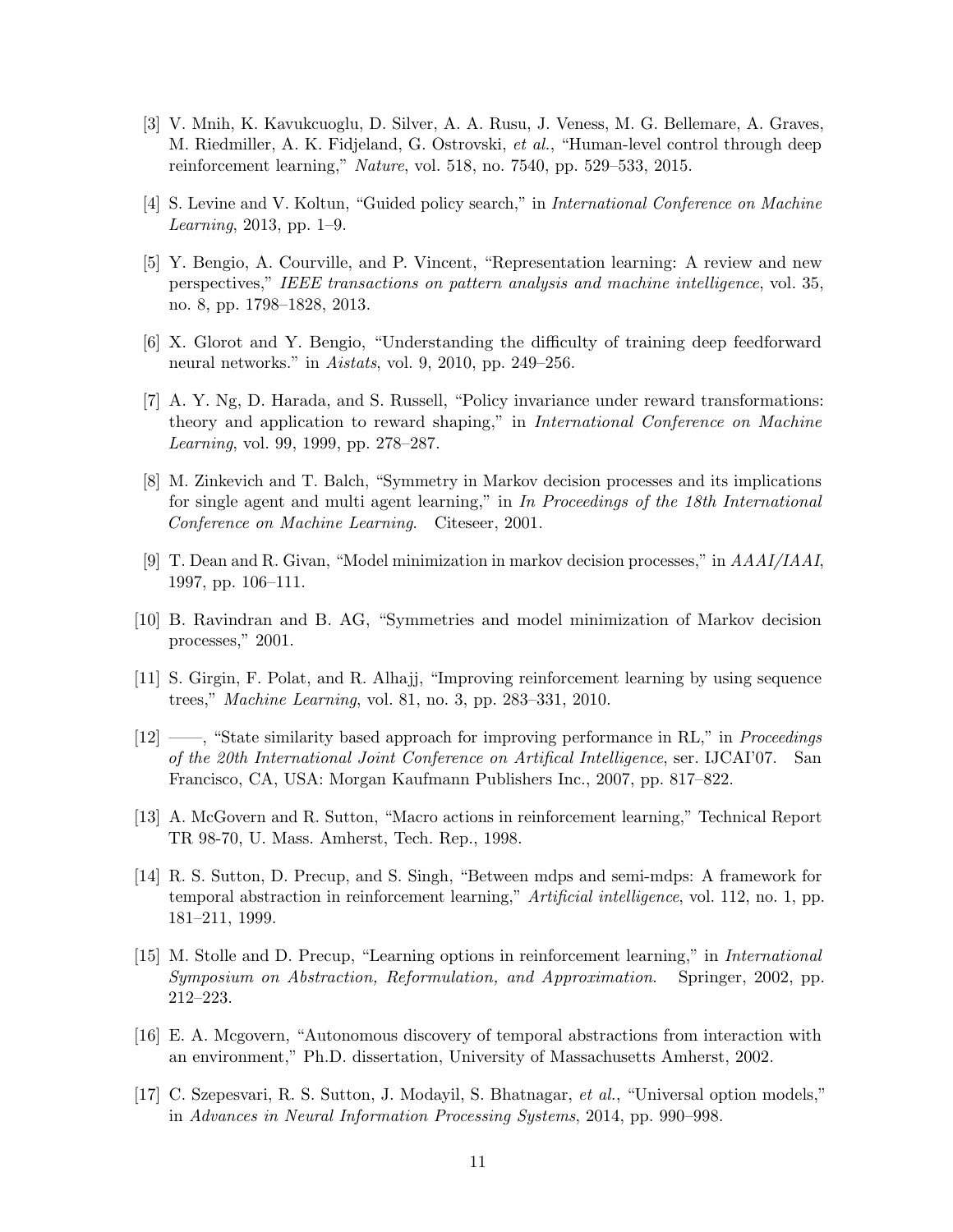[3] V. Mnih, K. Kavukcuoglu, D. Silver, A. A. Rusu, J. Veness, M. G. Bellemare, A. Graves, M. Riedmiller, A. K. Fidjeland, G. Ostrovski, *et al.*, "Human-level control through deep reinforcement learning," *Nature*, vol. 518, no. 7540, pp. 529–533, 2015.

[4] S. Levine and V. Koltun, "Guided policy search," in *International Conference on Machine Learning*, 2013, pp. 1–9.

[5] Y. Bengio, A. Courville, and P. Vincent, "Representation learning: A review and new perspectives," *IEEE transactions on pattern analysis and machine intelligence*, vol. 35, no. 8, pp. 1798–1828, 2013.

[6] X. Glorot and Y. Bengio, "Understanding the difficulty of training deep feedforward neural networks." in *Aistats*, vol. 9, 2010, pp. 249–256.

[7] A. Y. Ng, D. Harada, and S. Russell, "Policy invariance under reward transformations: theory and application to reward shaping," in *International Conference on Machine Learning*, vol. 99, 1999, pp. 278–287.

[8] M. Zinkevich and T. Balch, "Symmetry in Markov decision processes and its implications for single agent and multi agent learning," in *In Proceedings of the 18th International Conference on Machine Learning*. Citeseer, 2001.

[9] T. Dean and R. Givan, "Model minimization in markov decision processes," in *AAAI/IAAI*, 1997, pp. 106–111.

[10] B. Ravindran and B. AG, "Symmetries and model minimization of Markov decision processes," 2001.

[11] S. Girgin, F. Polat, and R. Alhajj, "Improving reinforcement learning by using sequence trees," *Machine Learning*, vol. 81, no. 3, pp. 283–331, 2010.

[12] ——, "State similarity based approach for improving performance in RL," in *Proceedings of the 20th International Joint Conference on Artifical Intelligence*, ser. IJCAI'07. San Francisco, CA, USA: Morgan Kaufmann Publishers Inc., 2007, pp. 817–822.

[13] A. McGovern and R. Sutton, "Macro actions in reinforcement learning," Technical Report TR 98-70, U. Mass. Amherst, Tech. Rep., 1998.

[14] R. S. Sutton, D. Precup, and S. Singh, "Between mdps and semi-mdps: A framework for temporal abstraction in reinforcement learning," *Artificial intelligence*, vol. 112, no. 1, pp. 181–211, 1999.

[15] M. Stolle and D. Precup, "Learning options in reinforcement learning," in *International Symposium on Abstraction, Reformulation, and Approximation*. Springer, 2002, pp. 212–223.

[16] E. A. Mcgovern, "Autonomous discovery of temporal abstractions from interaction with an environment," Ph.D. dissertation, University of Massachusetts Amherst, 2002.

[17] C. Szepesvari, R. S. Sutton, J. Modayil, S. Bhatnagar, *et al.*, "Universal option models," in *Advances in Neural Information Processing Systems*, 2014, pp. 990–998.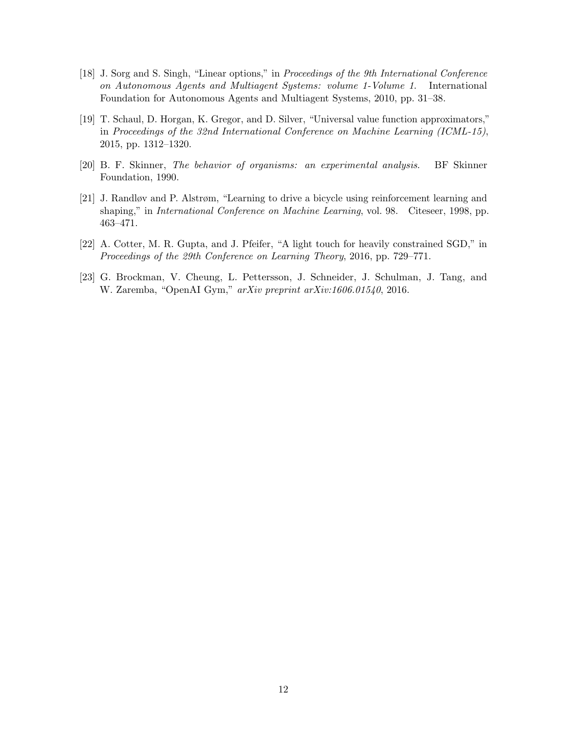[18] J. Sorg and S. Singh, "Linear options," in *Proceedings of the 9th International Conference on Autonomous Agents and Multiagent Systems: volume 1-Volume 1*. International Foundation for Autonomous Agents and Multiagent Systems, 2010, pp. 31–38.

[19] T. Schaul, D. Horgan, K. Gregor, and D. Silver, "Universal value function approximators," in *Proceedings of the 32nd International Conference on Machine Learning (ICML-15)*, 2015, pp. 1312–1320.

[20] B. F. Skinner, *The behavior of organisms: an experimental analysis*. BF Skinner Foundation, 1990.

[21] J. Randløv and P. Alstrøm, "Learning to drive a bicycle using reinforcement learning and shaping," in *International Conference on Machine Learning*, vol. 98. Citeseer, 1998, pp. 463–471.

[22] A. Cotter, M. R. Gupta, and J. Pfeifer, "A light touch for heavily constrained SGD," in *Proceedings of the 29th Conference on Learning Theory*, 2016, pp. 729–771.

[23] G. Brockman, V. Cheung, L. Pettersson, J. Schneider, J. Schulman, J. Tang, and W. Zaremba, "OpenAI Gym," *arXiv preprint arXiv:1606.01540*, 2016.